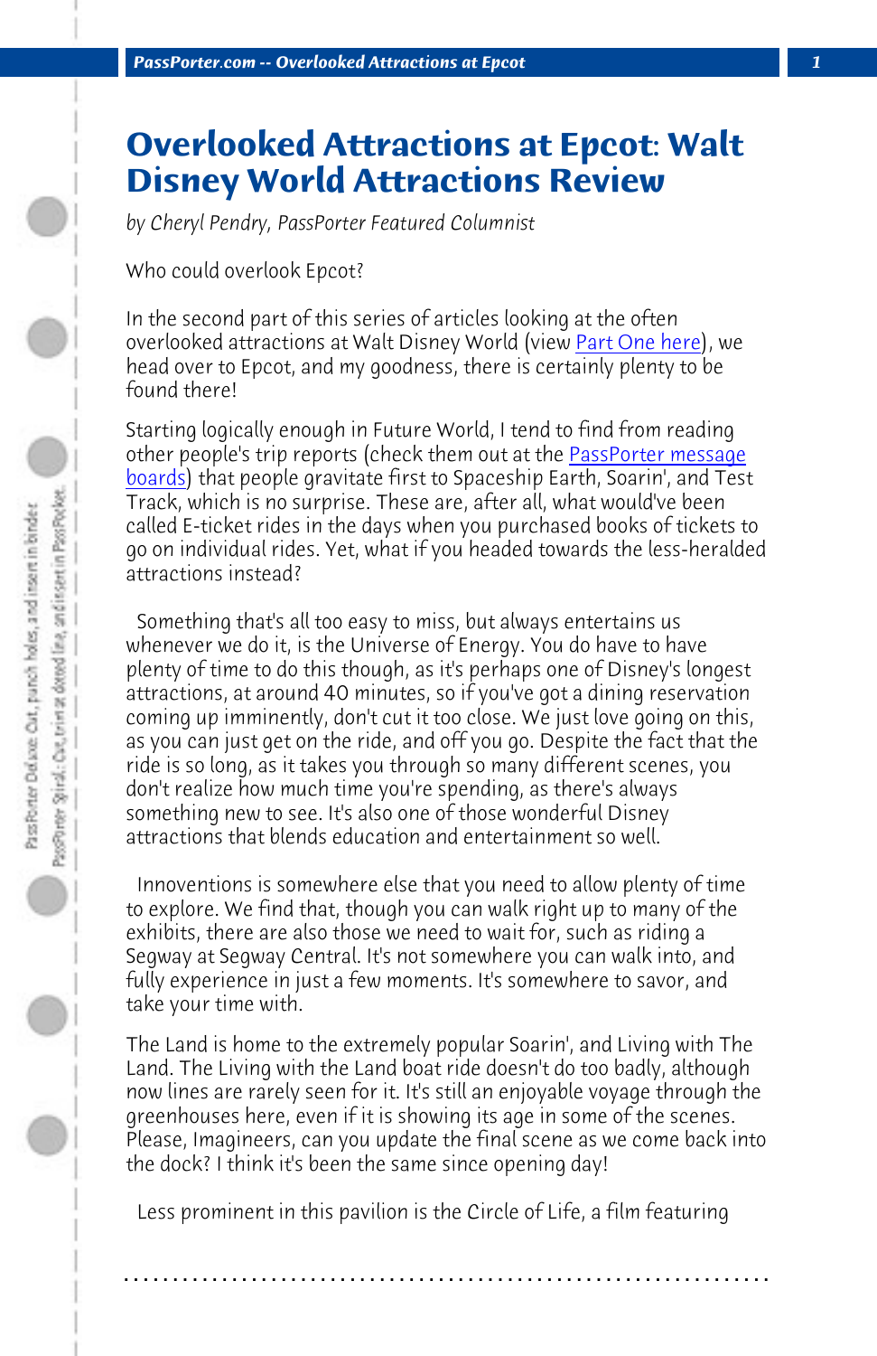# Overlooked Attractions at Epcot: Walt Disney World Attractions Review

*by Cheryl Pendry, PassPorter Featured Columnist*

Who could overlook Epcot?

In the second part of this series of articles looking at the often overlooked attractions at Walt Disney World (view [Part One here]), we head over to Epcot, and my goodness, there is certainly plenty to be found there!

Starting logically enough in Future World, I tend to find from reading other people's trip reports (check them out at the [PassPorter message boards]) that people gravitate first to Spaceship Earth, Soarin', and Test Track, which is no surprise. These are, after all, what would've been called E-ticket rides in the days when you purchased books of tickets to go on individual rides. Yet, what if you headed towards the less-heralded attractions instead?

Something that's all too easy to miss, but always entertains us whenever we do it, is the Universe of Energy. You do have to have plenty of time to do this though, as it's perhaps one of Disney's longest attractions, at around 40 minutes, so if you've got a dining reservation coming up imminently, don't cut it too close. We just love going on this, as you can just get on the ride, and off you go. Despite the fact that the ride is so long, as it takes you through so many different scenes, you don't realize how much time you're spending, as there's always something new to see. It's also one of those wonderful Disney attractions that blends education and entertainment so well.

Innoventions is somewhere else that you need to allow plenty of time to explore. We find that, though you can walk right up to many of the exhibits, there are also those we need to wait for, such as riding a Segway at Segway Central. It's not somewhere you can walk into, and fully experience in just a few moments. It's somewhere to savor, and take your time with.

The Land is home to the extremely popular Soarin', and Living with The Land. The Living with the Land boat ride doesn't do too badly, although now lines are rarely seen for it. It's still an enjoyable voyage through the greenhouses here, even if it is showing its age in some of the scenes. Please, Imagineers, can you update the final scene as we come back into the dock? I think it's been the same since opening day!

Less prominent in this pavilion is the Circle of Life, a film featuring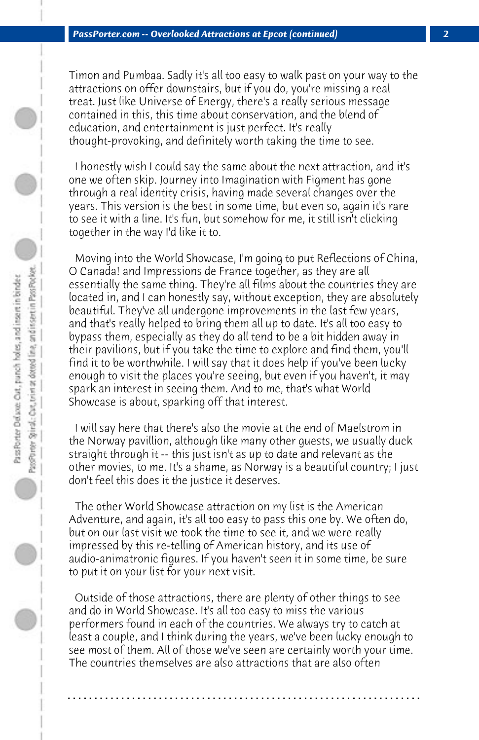Timon and Pumbaa. Sadly it's all too easy to walk past on your way to the attractions on offer downstairs, but if you do, you're missing a real treat. Just like Universe of Energy, there's a really serious message contained in this, this time about conservation, and the blend of education, and entertainment is just perfect. It's really thought-provoking, and definitely worth taking the time to see.

I honestly wish I could say the same about the next attraction, and it's one we often skip. Journey into Imagination with Figment has gone through a real identity crisis, having made several changes over the years. This version is the best in some time, but even so, again it's rare to see it with a line. It's fun, but somehow for me, it still isn't clicking together in the way I'd like it to.

Moving into the World Showcase, I'm going to put Reflections of China, O Canada! and Impressions de France together, as they are all essentially the same thing. They're all films about the countries they are located in, and I can honestly say, without exception, they are absolutely beautiful. They've all undergone improvements in the last few years, and that's really helped to bring them all up to date. It's all too easy to bypass them, especially as they do all tend to be a bit hidden away in their pavilions, but if you take the time to explore and find them, you'll find it to be worthwhile. I will say that it does help if you've been lucky enough to visit the places you're seeing, but even if you haven't, it may spark an interest in seeing them. And to me, that's what World Showcase is about, sparking off that interest.

I will say here that there's also the movie at the end of Maelstrom in the Norway pavillion, although like many other guests, we usually duck straight through it -- this just isn't as up to date and relevant as the other movies, to me. It's a shame, as Norway is a beautiful country; I just don't feel this does it the justice it deserves.

The other World Showcase attraction on my list is the American Adventure, and again, it's all too easy to pass this one by. We often do, but on our last visit we took the time to see it, and we were really impressed by this re-telling of American history, and its use of audio-animatronic figures. If you haven't seen it in some time, be sure to put it on your list for your next visit.

Outside of those attractions, there are plenty of other things to see and do in World Showcase. It's all too easy to miss the various performers found in each of the countries. We always try to catch at least a couple, and I think during the years, we've been lucky enough to see most of them. All of those we've seen are certainly worth your time. The countries themselves are also attractions that are also often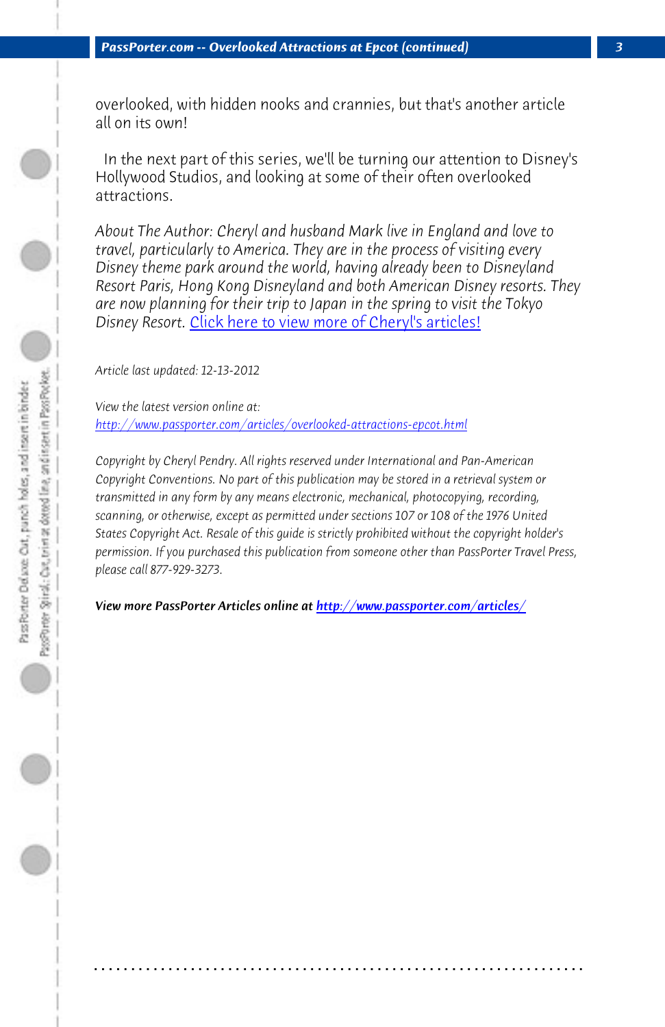overlooked, with hidden nooks and crannies, but that's another article all on its own!

In the next part of this series, we'll be turning our attention to Disney's Hollywood Studios, and looking at some of their often overlooked attractions.

*About The Author: Cheryl and husband Mark live in England and love to travel, particularly to America. They are in the process of visiting every Disney theme park around the world, having already been to Disneyland Resort Paris, Hong Kong Disneyland and both American Disney resorts. They are now planning for their trip to Japan in the spring to visit the Tokyo Disney Resort.* Click here to view more of Cheryl's articles!

*Article last updated: 12-13-2012*

*View the latest version online at:*
*http://www.passporter.com/articles/overlooked-attractions-epcot.html*

*Copyright by Cheryl Pendry. All rights reserved under International and Pan-American Copyright Conventions. No part of this publication may be stored in a retrieval system or transmitted in any form by any means electronic, mechanical, photocopying, recording, scanning, or otherwise, except as permitted under sections 107 or 108 of the 1976 United States Copyright Act. Resale of this guide is strictly prohibited without the copyright holder's permission. If you purchased this publication from someone other than PassPorter Travel Press, please call 877-929-3273.*

***View more PassPorter Articles online at http://www.passporter.com/articles/***